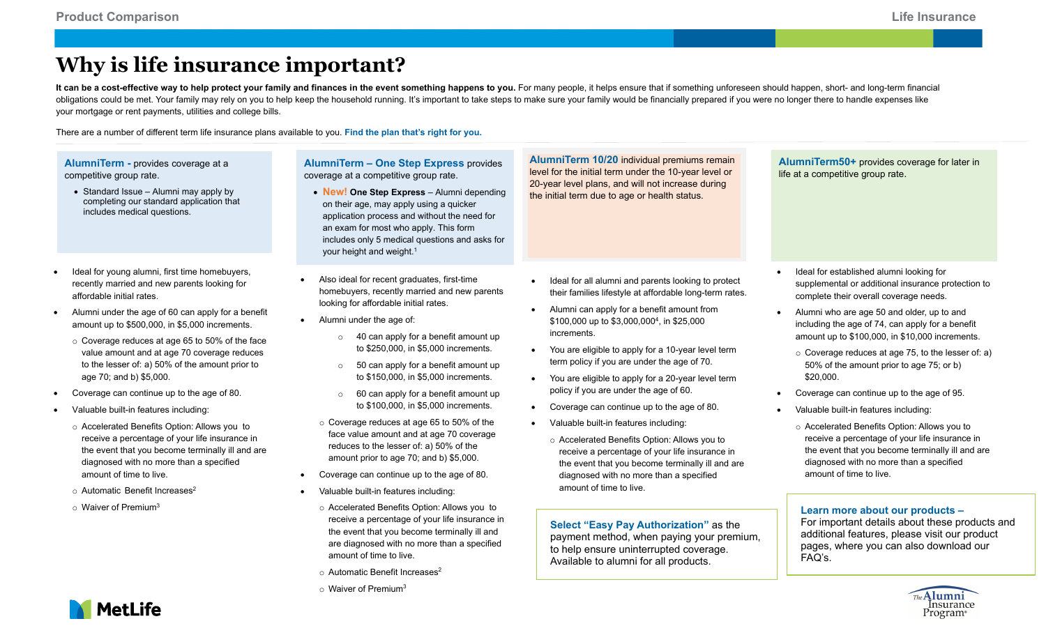# Why is life insurance important?

**It can be a cost-effective way to help protect your family and finances in the event something happens to you.** For many people, it helps ensure that if something unforeseen should happen, short- and long-term financial obligations could be met. Your family may rely on you to help keep the household running. It's important to take steps to make sure your family would be financially prepared if you were no longer there to handle expenses like your mortgage or rent payments, utilities and college bills.

There are a number of different term life insurance plans available to you. **Find the plan that's right for you.**

## AlumniTerm

**AlumniTerm -** provides coverage at a competitive group rate.

- Standard Issue – Alumni may apply by completing our standard application that includes medical questions.

- Ideal for young alumni, first time homebuyers, recently married and new parents looking for affordable initial rates.
- Alumni under the age of 60 can apply for a benefit amount up to $500,000, in $5,000 increments.
  - Coverage reduces at age 65 to 50% of the face value amount and at age 70 coverage reduces to the lesser of: a) 50% of the amount prior to age 70; and b) $5,000.
- Coverage can continue up to the age of 80.
- Valuable built-in features including:
  - Accelerated Benefits Option: Allows you to receive a percentage of your life insurance in the event that you become terminally ill and are diagnosed with no more than a specified amount of time to live.
  - Automatic Benefit Increases[2]
  - Waiver of Premium[3]

## AlumniTerm – One Step Express

**AlumniTerm – One Step Express** provides coverage at a competitive group rate.

- **New! One Step Express** – Alumni depending on their age, may apply using a quicker application process and without the need for an exam for most who apply. This form includes only 5 medical questions and asks for your height and weight.[1]

- Also ideal for recent graduates, first-time homebuyers, recently married and new parents looking for affordable initial rates.
- Alumni under the age of:
  - 40 can apply for a benefit amount up to $250,000, in $5,000 increments.
  - 50 can apply for a benefit amount up to $150,000, in $5,000 increments.
  - 60 can apply for a benefit amount up to $100,000, in $5,000 increments.
  - Coverage reduces at age 65 to 50% of the face value amount and at age 70 coverage reduces to the lesser of: a) 50% of the amount prior to age 70; and b) $5,000.
- Coverage can continue up to the age of 80.
- Valuable built-in features including:
  - Accelerated Benefits Option: Allows you to receive a percentage of your life insurance in the event that you become terminally ill and are diagnosed with no more than a specified amount of time to live.
  - Automatic Benefit Increases[2]
  - Waiver of Premium[3]

## AlumniTerm 10/20

**AlumniTerm 10/20** individual premiums remain level for the initial term under the 10-year level or 20-year level plans, and will not increase during the initial term due to age or health status.

- Ideal for all alumni and parents looking to protect their families lifestyle at affordable long-term rates.
- Alumni can apply for a benefit amount from $100,000 up to $3,000,000[4], in $25,000 increments.
- You are eligible to apply for a 10-year level term term policy if you are under the age of 70.
- You are eligible to apply for a 20-year level term policy if you are under the age of 60.
- Coverage can continue up to the age of 80.
- Valuable built-in features including:
  - Accelerated Benefits Option: Allows you to receive a percentage of your life insurance in the event that you become terminally ill and are diagnosed with no more than a specified amount of time to live.

**Select "Easy Pay Authorization"** as the payment method, when paying your premium, to help ensure uninterrupted coverage. Available to alumni for all products.

## AlumniTerm50+

**AlumniTerm50+** provides coverage for later in life at a competitive group rate.

- Ideal for established alumni looking for supplemental or additional insurance protection to complete their overall coverage needs.
- Alumni who are age 50 and older, up to and including the age of 74, can apply for a benefit amount up to $100,000, in $10,000 increments.
  - Coverage reduces at age 75, to the lesser of: a) 50% of the amount prior to age 75; or b) $20,000.
- Coverage can continue up to the age of 95.
- Valuable built-in features including:
  - Accelerated Benefits Option: Allows you to receive a percentage of your life insurance in the event that you become terminally ill and are diagnosed with no more than a specified amount of time to live.

**Learn more about our products –**
For important details about these products and additional features, please visit our product pages, where you can also download our FAQ's.

MetLife

The Alumni Insurance Program®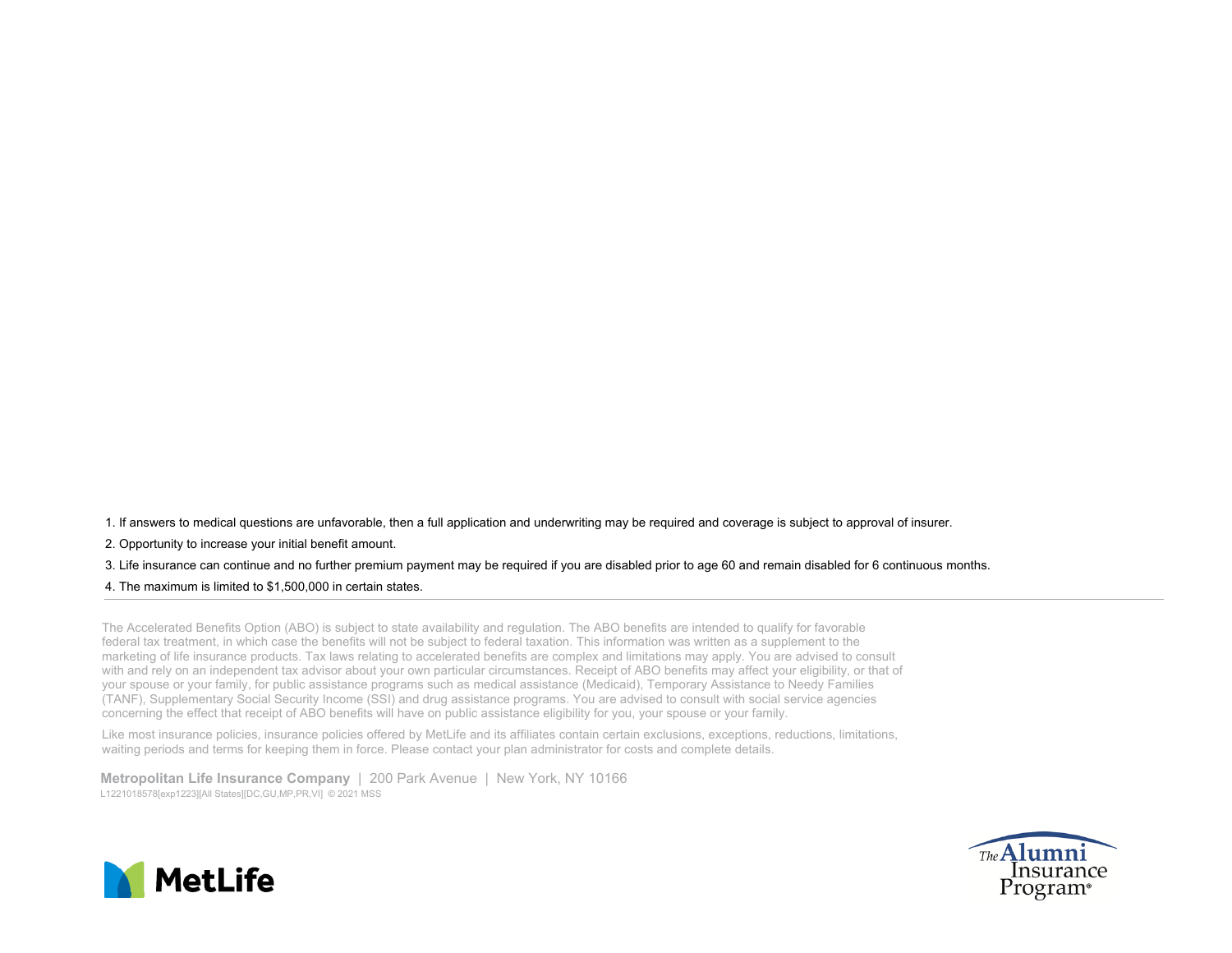1. If answers to medical questions are unfavorable, then a full application and underwriting may be required and coverage is subject to approval of insurer.
2. Opportunity to increase your initial benefit amount.
3. Life insurance can continue and no further premium payment may be required if you are disabled prior to age 60 and remain disabled for 6 continuous months.
4. The maximum is limited to $1,500,000 in certain states.

---

The Accelerated Benefits Option (ABO) is subject to state availability and regulation. The ABO benefits are intended to qualify for favorable federal tax treatment, in which case the benefits will not be subject to federal taxation. This information was written as a supplement to the marketing of life insurance products. Tax laws relating to accelerated benefits are complex and limitations may apply. You are advised to consult with and rely on an independent tax advisor about your own particular circumstances. Receipt of ABO benefits may affect your eligibility, or that of your spouse or your family, for public assistance programs such as medical assistance (Medicaid), Temporary Assistance to Needy Families (TANF), Supplementary Social Security Income (SSI) and drug assistance programs. You are advised to consult with social service agencies concerning the effect that receipt of ABO benefits will have on public assistance eligibility for you, your spouse or your family.

Like most insurance policies, insurance policies offered by MetLife and its affiliates contain certain exclusions, exceptions, reductions, limitations, waiting periods and terms for keeping them in force. Please contact your plan administrator for costs and complete details.

**Metropolitan Life Insurance Company** | 200 Park Avenue | New York, NY 10166

L1221018578[exp1223][All States][DC,GU,MP,PR,VI] © 2021 MSS

MetLife

The Alumni Insurance Program®